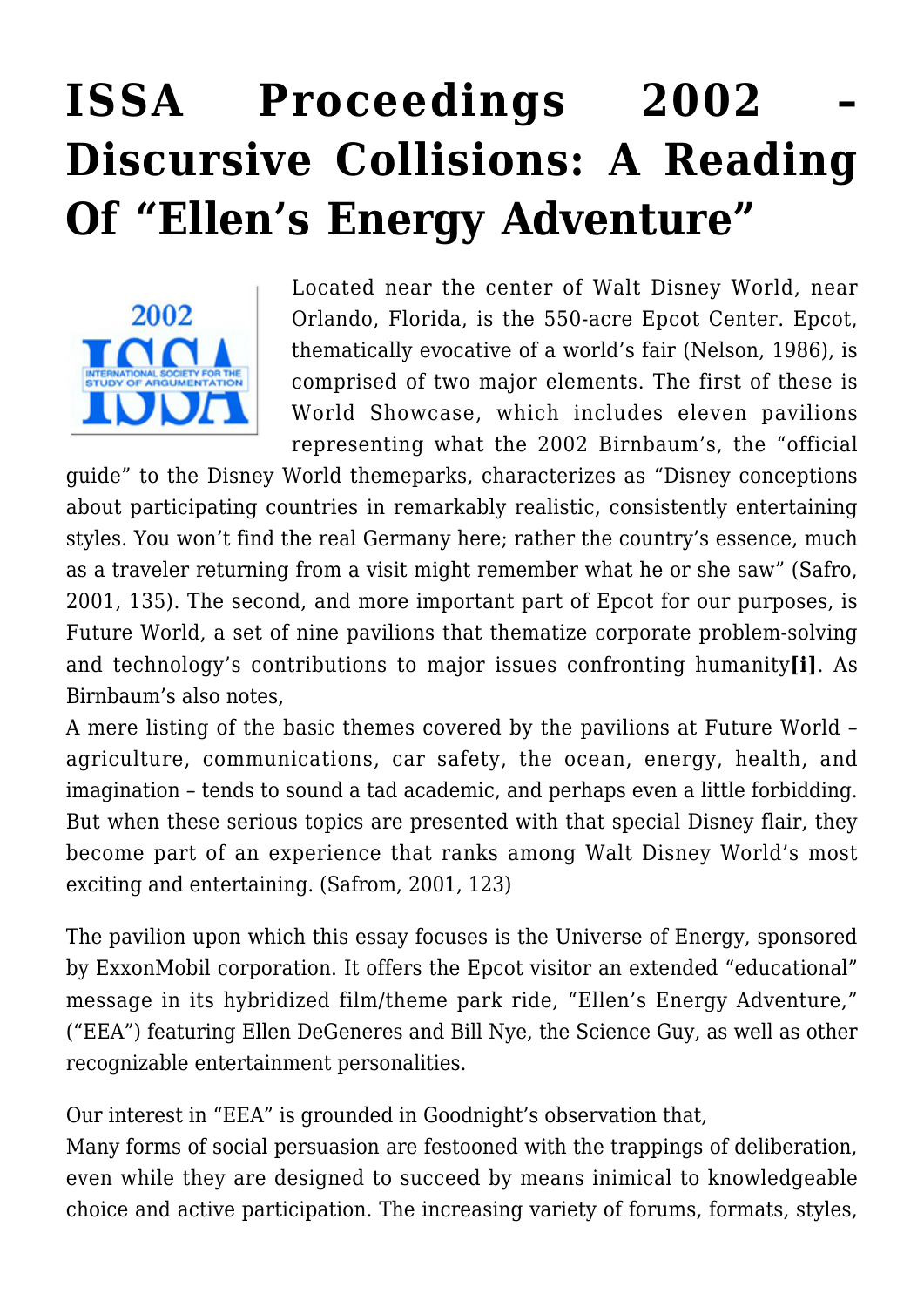# ISSA Proceedings 2002 – Discursive Collisions: A Reading Of "Ellen's Energy Adventure"

Located near the center of Walt Disney World, near Orlando, Florida, is the 550-acre Epcot Center. Epcot, thematically evocative of a world's fair (Nelson, 1986), is comprised of two major elements. The first of these is World Showcase, which includes eleven pavilions representing what the 2002 Birnbaum's, the "official guide" to the Disney World themeparks, characterizes as "Disney conceptions about participating countries in remarkably realistic, consistently entertaining styles. You won't find the real Germany here; rather the country's essence, much as a traveler returning from a visit might remember what he or she saw" (Safro, 2001, 135). The second, and more important part of Epcot for our purposes, is Future World, a set of nine pavilions that thematize corporate problem-solving and technology's contributions to major issues confronting humanity**[i]**. As Birnbaum's also notes,

A mere listing of the basic themes covered by the pavilions at Future World – agriculture, communications, car safety, the ocean, energy, health, and imagination – tends to sound a tad academic, and perhaps even a little forbidding. But when these serious topics are presented with that special Disney flair, they become part of an experience that ranks among Walt Disney World's most exciting and entertaining. (Safrom, 2001, 123)

The pavilion upon which this essay focuses is the Universe of Energy, sponsored by ExxonMobil corporation. It offers the Epcot visitor an extended "educational" message in its hybridized film/theme park ride, "Ellen's Energy Adventure," ("EEA") featuring Ellen DeGeneres and Bill Nye, the Science Guy, as well as other recognizable entertainment personalities.

Our interest in "EEA" is grounded in Goodnight's observation that,

Many forms of social persuasion are festooned with the trappings of deliberation, even while they are designed to succeed by means inimical to knowledgeable choice and active participation. The increasing variety of forums, formats, styles,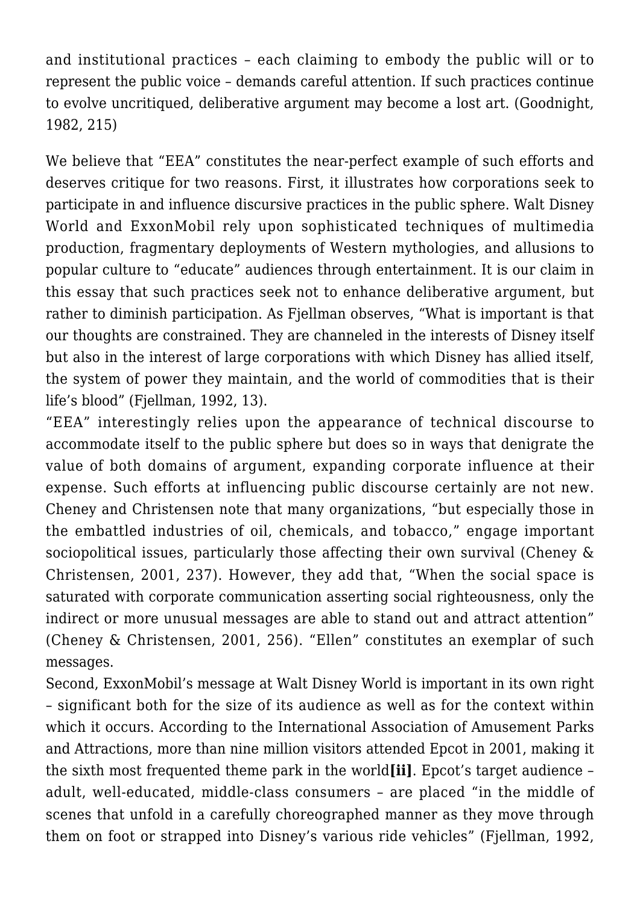and institutional practices – each claiming to embody the public will or to represent the public voice – demands careful attention. If such practices continue to evolve uncritiqued, deliberative argument may become a lost art. (Goodnight, 1982, 215)

We believe that "EEA" constitutes the near-perfect example of such efforts and deserves critique for two reasons. First, it illustrates how corporations seek to participate in and influence discursive practices in the public sphere. Walt Disney World and ExxonMobil rely upon sophisticated techniques of multimedia production, fragmentary deployments of Western mythologies, and allusions to popular culture to "educate" audiences through entertainment. It is our claim in this essay that such practices seek not to enhance deliberative argument, but rather to diminish participation. As Fjellman observes, "What is important is that our thoughts are constrained. They are channeled in the interests of Disney itself but also in the interest of large corporations with which Disney has allied itself, the system of power they maintain, and the world of commodities that is their life's blood" (Fjellman, 1992, 13).

"EEA" interestingly relies upon the appearance of technical discourse to accommodate itself to the public sphere but does so in ways that denigrate the value of both domains of argument, expanding corporate influence at their expense. Such efforts at influencing public discourse certainly are not new. Cheney and Christensen note that many organizations, "but especially those in the embattled industries of oil, chemicals, and tobacco," engage important sociopolitical issues, particularly those affecting their own survival (Cheney & Christensen, 2001, 237). However, they add that, "When the social space is saturated with corporate communication asserting social righteousness, only the indirect or more unusual messages are able to stand out and attract attention" (Cheney & Christensen, 2001, 256). "Ellen" constitutes an exemplar of such messages.

Second, ExxonMobil's message at Walt Disney World is important in its own right – significant both for the size of its audience as well as for the context within which it occurs. According to the International Association of Amusement Parks and Attractions, more than nine million visitors attended Epcot in 2001, making it the sixth most frequented theme park in the world**[ii]**. Epcot's target audience – adult, well-educated, middle-class consumers – are placed "in the middle of scenes that unfold in a carefully choreographed manner as they move through them on foot or strapped into Disney's various ride vehicles" (Fjellman, 1992,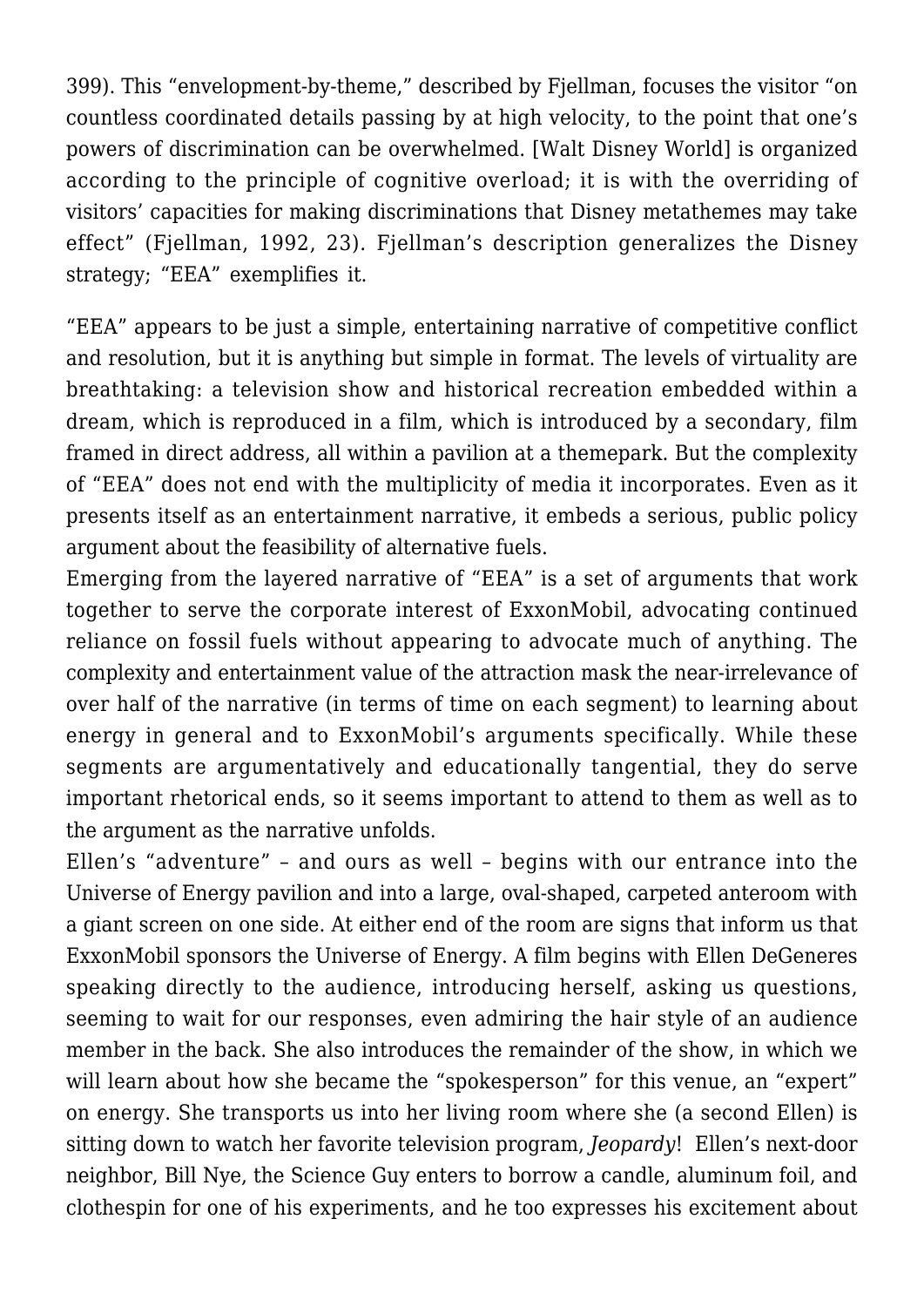399). This "envelopment-by-theme," described by Fjellman, focuses the visitor "on countless coordinated details passing by at high velocity, to the point that one's powers of discrimination can be overwhelmed. [Walt Disney World] is organized according to the principle of cognitive overload; it is with the overriding of visitors' capacities for making discriminations that Disney metathemes may take effect" (Fjellman, 1992, 23). Fjellman's description generalizes the Disney strategy; "EEA" exemplifies it.

"EEA" appears to be just a simple, entertaining narrative of competitive conflict and resolution, but it is anything but simple in format. The levels of virtuality are breathtaking: a television show and historical recreation embedded within a dream, which is reproduced in a film, which is introduced by a secondary, film framed in direct address, all within a pavilion at a themepark. But the complexity of "EEA" does not end with the multiplicity of media it incorporates. Even as it presents itself as an entertainment narrative, it embeds a serious, public policy argument about the feasibility of alternative fuels.

Emerging from the layered narrative of "EEA" is a set of arguments that work together to serve the corporate interest of ExxonMobil, advocating continued reliance on fossil fuels without appearing to advocate much of anything. The complexity and entertainment value of the attraction mask the near-irrelevance of over half of the narrative (in terms of time on each segment) to learning about energy in general and to ExxonMobil's arguments specifically. While these segments are argumentatively and educationally tangential, they do serve important rhetorical ends, so it seems important to attend to them as well as to the argument as the narrative unfolds.

Ellen's "adventure" – and ours as well – begins with our entrance into the Universe of Energy pavilion and into a large, oval-shaped, carpeted anteroom with a giant screen on one side. At either end of the room are signs that inform us that ExxonMobil sponsors the Universe of Energy. A film begins with Ellen DeGeneres speaking directly to the audience, introducing herself, asking us questions, seeming to wait for our responses, even admiring the hair style of an audience member in the back. She also introduces the remainder of the show, in which we will learn about how she became the "spokesperson" for this venue, an "expert" on energy. She transports us into her living room where she (a second Ellen) is sitting down to watch her favorite television program, *Jeopardy*! Ellen's next-door neighbor, Bill Nye, the Science Guy enters to borrow a candle, aluminum foil, and clothespin for one of his experiments, and he too expresses his excitement about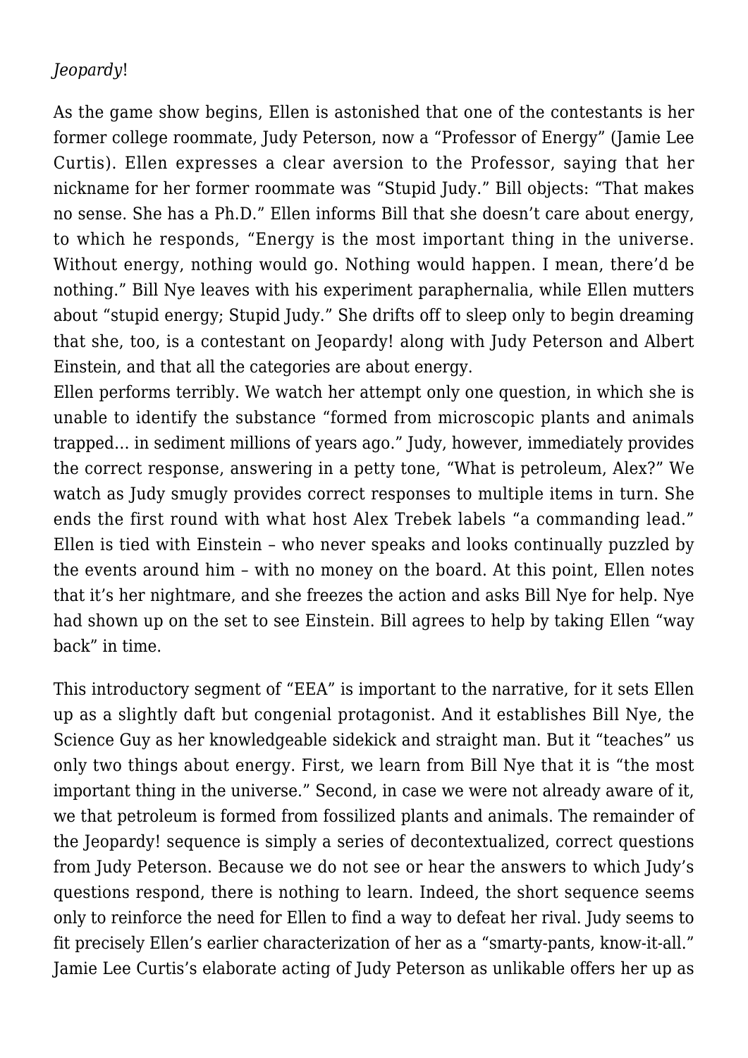*Jeopardy*!

As the game show begins, Ellen is astonished that one of the contestants is her former college roommate, Judy Peterson, now a "Professor of Energy" (Jamie Lee Curtis). Ellen expresses a clear aversion to the Professor, saying that her nickname for her former roommate was "Stupid Judy." Bill objects: "That makes no sense. She has a Ph.D." Ellen informs Bill that she doesn't care about energy, to which he responds, "Energy is the most important thing in the universe. Without energy, nothing would go. Nothing would happen. I mean, there'd be nothing." Bill Nye leaves with his experiment paraphernalia, while Ellen mutters about "stupid energy; Stupid Judy." She drifts off to sleep only to begin dreaming that she, too, is a contestant on Jeopardy! along with Judy Peterson and Albert Einstein, and that all the categories are about energy.
Ellen performs terribly. We watch her attempt only one question, in which she is unable to identify the substance "formed from microscopic plants and animals trapped… in sediment millions of years ago." Judy, however, immediately provides the correct response, answering in a petty tone, "What is petroleum, Alex?" We watch as Judy smugly provides correct responses to multiple items in turn. She ends the first round with what host Alex Trebek labels "a commanding lead." Ellen is tied with Einstein – who never speaks and looks continually puzzled by the events around him – with no money on the board. At this point, Ellen notes that it's her nightmare, and she freezes the action and asks Bill Nye for help. Nye had shown up on the set to see Einstein. Bill agrees to help by taking Ellen "way back" in time.

This introductory segment of "EEA" is important to the narrative, for it sets Ellen up as a slightly daft but congenial protagonist. And it establishes Bill Nye, the Science Guy as her knowledgeable sidekick and straight man. But it "teaches" us only two things about energy. First, we learn from Bill Nye that it is "the most important thing in the universe." Second, in case we were not already aware of it, we that petroleum is formed from fossilized plants and animals. The remainder of the Jeopardy! sequence is simply a series of decontextualized, correct questions from Judy Peterson. Because we do not see or hear the answers to which Judy's questions respond, there is nothing to learn. Indeed, the short sequence seems only to reinforce the need for Ellen to find a way to defeat her rival. Judy seems to fit precisely Ellen's earlier characterization of her as a "smarty-pants, know-it-all." Jamie Lee Curtis's elaborate acting of Judy Peterson as unlikable offers her up as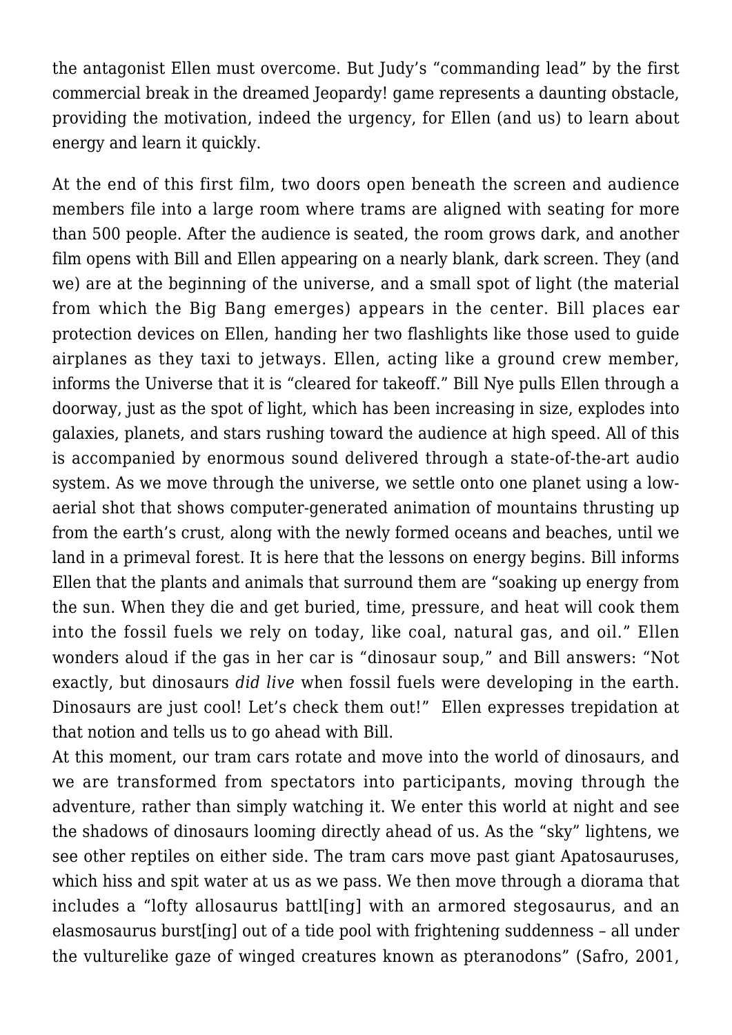the antagonist Ellen must overcome. But Judy's "commanding lead" by the first commercial break in the dreamed Jeopardy! game represents a daunting obstacle, providing the motivation, indeed the urgency, for Ellen (and us) to learn about energy and learn it quickly.

At the end of this first film, two doors open beneath the screen and audience members file into a large room where trams are aligned with seating for more than 500 people. After the audience is seated, the room grows dark, and another film opens with Bill and Ellen appearing on a nearly blank, dark screen. They (and we) are at the beginning of the universe, and a small spot of light (the material from which the Big Bang emerges) appears in the center. Bill places ear protection devices on Ellen, handing her two flashlights like those used to guide airplanes as they taxi to jetways. Ellen, acting like a ground crew member, informs the Universe that it is "cleared for takeoff." Bill Nye pulls Ellen through a doorway, just as the spot of light, which has been increasing in size, explodes into galaxies, planets, and stars rushing toward the audience at high speed. All of this is accompanied by enormous sound delivered through a state-of-the-art audio system. As we move through the universe, we settle onto one planet using a low-aerial shot that shows computer-generated animation of mountains thrusting up from the earth's crust, along with the newly formed oceans and beaches, until we land in a primeval forest. It is here that the lessons on energy begins. Bill informs Ellen that the plants and animals that surround them are "soaking up energy from the sun. When they die and get buried, time, pressure, and heat will cook them into the fossil fuels we rely on today, like coal, natural gas, and oil." Ellen wonders aloud if the gas in her car is "dinosaur soup," and Bill answers: "Not exactly, but dinosaurs *did live* when fossil fuels were developing in the earth. Dinosaurs are just cool! Let's check them out!" Ellen expresses trepidation at that notion and tells us to go ahead with Bill.

At this moment, our tram cars rotate and move into the world of dinosaurs, and we are transformed from spectators into participants, moving through the adventure, rather than simply watching it. We enter this world at night and see the shadows of dinosaurs looming directly ahead of us. As the "sky" lightens, we see other reptiles on either side. The tram cars move past giant Apatosauruses, which hiss and spit water at us as we pass. We then move through a diorama that includes a "lofty allosaurus battl[ing] with an armored stegosaurus, and an elasmosaurus burst[ing] out of a tide pool with frightening suddenness – all under the vulturelike gaze of winged creatures known as pteranodons" (Safro, 2001,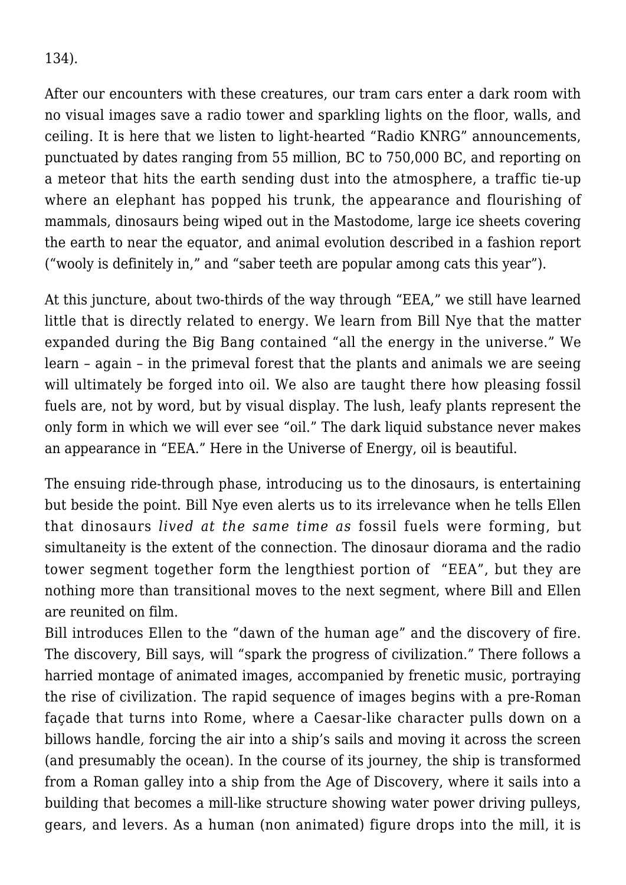134).

After our encounters with these creatures, our tram cars enter a dark room with no visual images save a radio tower and sparkling lights on the floor, walls, and ceiling. It is here that we listen to light-hearted "Radio KNRG" announcements, punctuated by dates ranging from 55 million, BC to 750,000 BC, and reporting on a meteor that hits the earth sending dust into the atmosphere, a traffic tie-up where an elephant has popped his trunk, the appearance and flourishing of mammals, dinosaurs being wiped out in the Mastodome, large ice sheets covering the earth to near the equator, and animal evolution described in a fashion report ("wooly is definitely in," and "saber teeth are popular among cats this year").

At this juncture, about two-thirds of the way through "EEA," we still have learned little that is directly related to energy. We learn from Bill Nye that the matter expanded during the Big Bang contained "all the energy in the universe." We learn – again – in the primeval forest that the plants and animals we are seeing will ultimately be forged into oil. We also are taught there how pleasing fossil fuels are, not by word, but by visual display. The lush, leafy plants represent the only form in which we will ever see "oil." The dark liquid substance never makes an appearance in "EEA." Here in the Universe of Energy, oil is beautiful.

The ensuing ride-through phase, introducing us to the dinosaurs, is entertaining but beside the point. Bill Nye even alerts us to its irrelevance when he tells Ellen that dinosaurs *lived at the same time as* fossil fuels were forming, but simultaneity is the extent of the connection. The dinosaur diorama and the radio tower segment together form the lengthiest portion of "EEA", but they are nothing more than transitional moves to the next segment, where Bill and Ellen are reunited on film.

Bill introduces Ellen to the "dawn of the human age" and the discovery of fire. The discovery, Bill says, will "spark the progress of civilization." There follows a harried montage of animated images, accompanied by frenetic music, portraying the rise of civilization. The rapid sequence of images begins with a pre-Roman façade that turns into Rome, where a Caesar-like character pulls down on a billows handle, forcing the air into a ship's sails and moving it across the screen (and presumably the ocean). In the course of its journey, the ship is transformed from a Roman galley into a ship from the Age of Discovery, where it sails into a building that becomes a mill-like structure showing water power driving pulleys, gears, and levers. As a human (non animated) figure drops into the mill, it is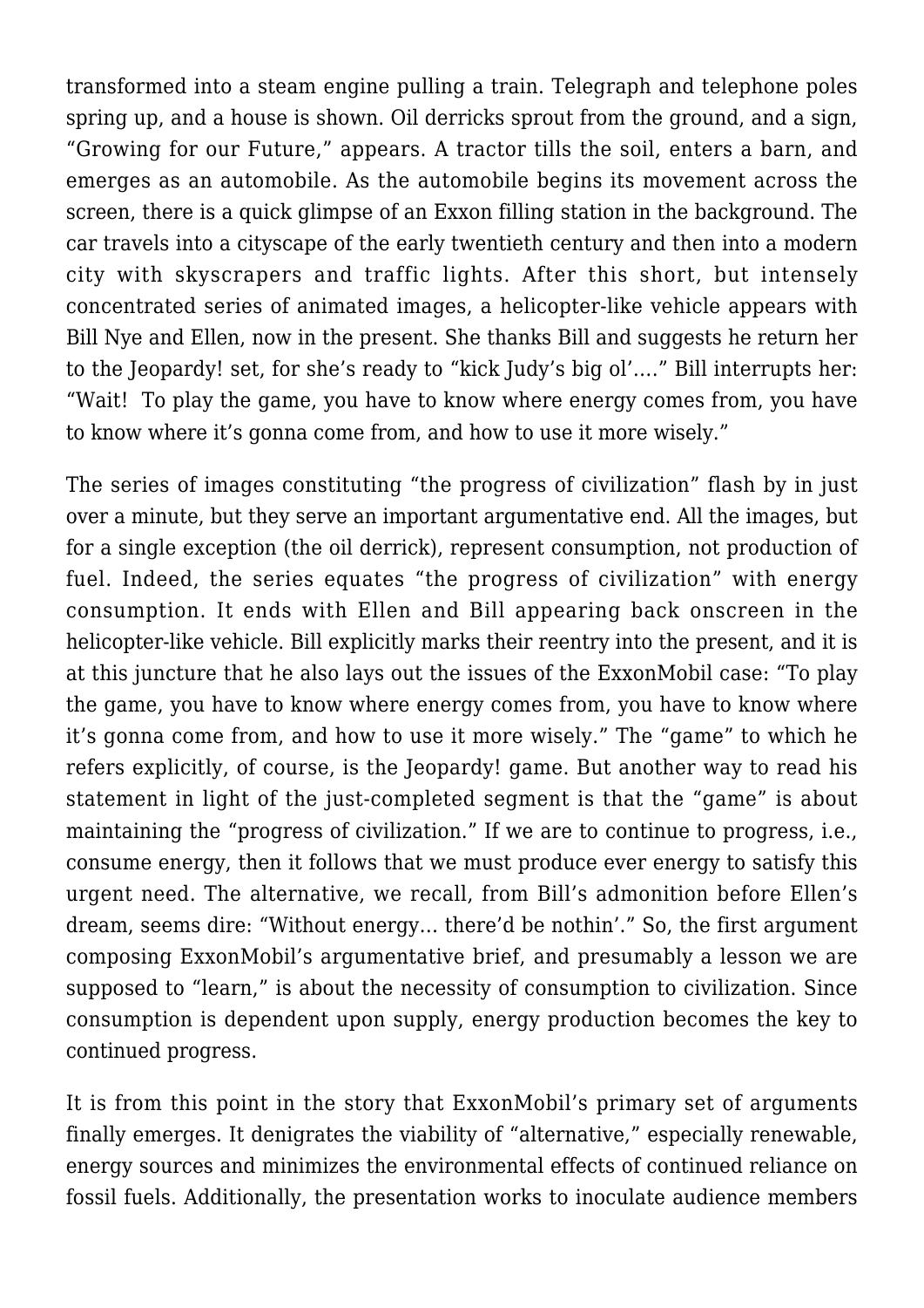transformed into a steam engine pulling a train. Telegraph and telephone poles spring up, and a house is shown. Oil derricks sprout from the ground, and a sign, "Growing for our Future," appears. A tractor tills the soil, enters a barn, and emerges as an automobile. As the automobile begins its movement across the screen, there is a quick glimpse of an Exxon filling station in the background. The car travels into a cityscape of the early twentieth century and then into a modern city with skyscrapers and traffic lights. After this short, but intensely concentrated series of animated images, a helicopter-like vehicle appears with Bill Nye and Ellen, now in the present. She thanks Bill and suggests he return her to the Jeopardy! set, for she's ready to "kick Judy's big ol'…." Bill interrupts her: "Wait! To play the game, you have to know where energy comes from, you have to know where it's gonna come from, and how to use it more wisely."

The series of images constituting "the progress of civilization" flash by in just over a minute, but they serve an important argumentative end. All the images, but for a single exception (the oil derrick), represent consumption, not production of fuel. Indeed, the series equates "the progress of civilization" with energy consumption. It ends with Ellen and Bill appearing back onscreen in the helicopter-like vehicle. Bill explicitly marks their reentry into the present, and it is at this juncture that he also lays out the issues of the ExxonMobil case: "To play the game, you have to know where energy comes from, you have to know where it's gonna come from, and how to use it more wisely." The "game" to which he refers explicitly, of course, is the Jeopardy! game. But another way to read his statement in light of the just-completed segment is that the "game" is about maintaining the "progress of civilization." If we are to continue to progress, i.e., consume energy, then it follows that we must produce ever energy to satisfy this urgent need. The alternative, we recall, from Bill's admonition before Ellen's dream, seems dire: "Without energy… there'd be nothin'." So, the first argument composing ExxonMobil's argumentative brief, and presumably a lesson we are supposed to "learn," is about the necessity of consumption to civilization. Since consumption is dependent upon supply, energy production becomes the key to continued progress.

It is from this point in the story that ExxonMobil's primary set of arguments finally emerges. It denigrates the viability of "alternative," especially renewable, energy sources and minimizes the environmental effects of continued reliance on fossil fuels. Additionally, the presentation works to inoculate audience members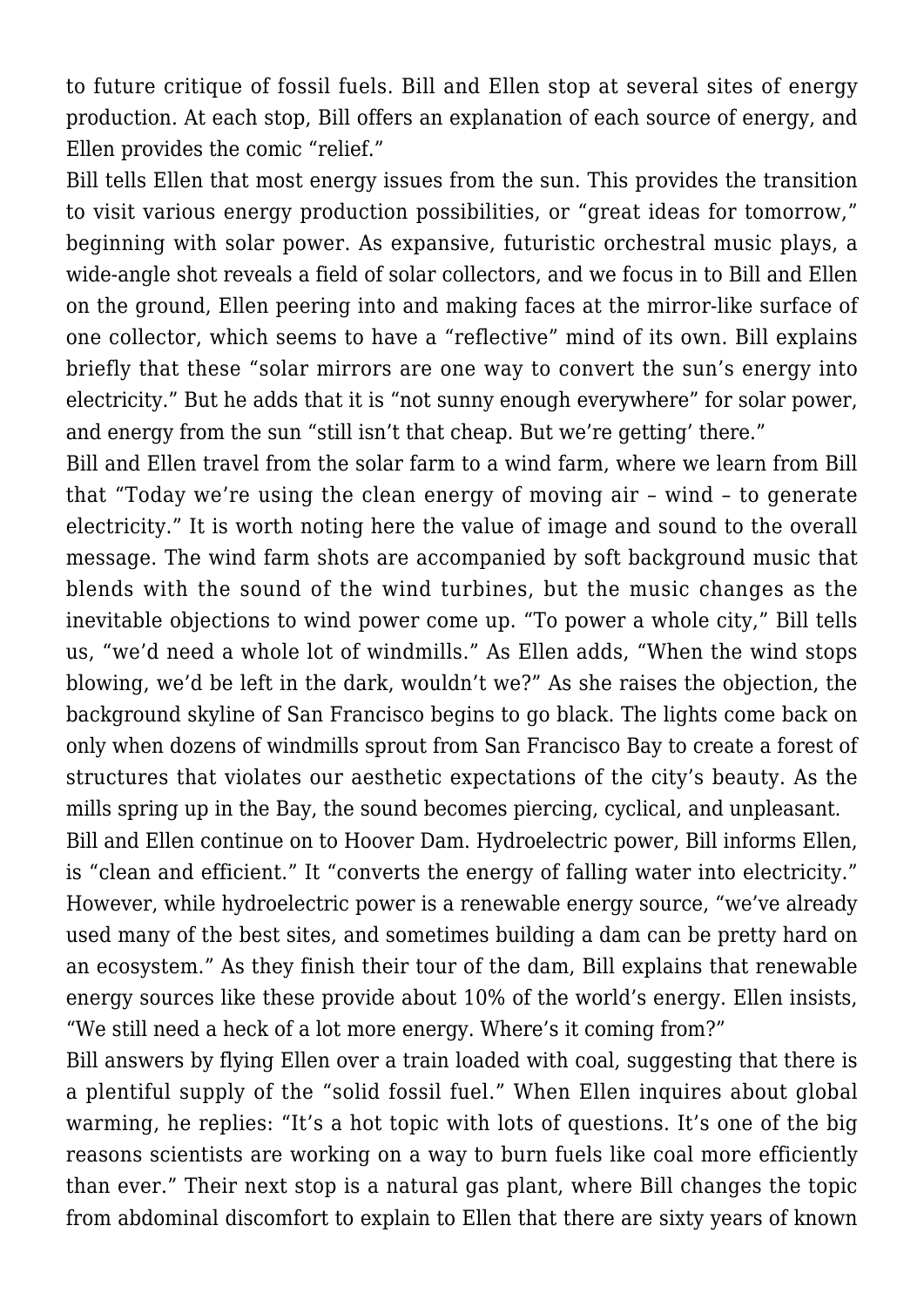to future critique of fossil fuels. Bill and Ellen stop at several sites of energy production. At each stop, Bill offers an explanation of each source of energy, and Ellen provides the comic "relief."

Bill tells Ellen that most energy issues from the sun. This provides the transition to visit various energy production possibilities, or "great ideas for tomorrow," beginning with solar power. As expansive, futuristic orchestral music plays, a wide-angle shot reveals a field of solar collectors, and we focus in to Bill and Ellen on the ground, Ellen peering into and making faces at the mirror-like surface of one collector, which seems to have a "reflective" mind of its own. Bill explains briefly that these "solar mirrors are one way to convert the sun's energy into electricity." But he adds that it is "not sunny enough everywhere" for solar power, and energy from the sun "still isn't that cheap. But we're getting' there."

Bill and Ellen travel from the solar farm to a wind farm, where we learn from Bill that "Today we're using the clean energy of moving air – wind – to generate electricity." It is worth noting here the value of image and sound to the overall message. The wind farm shots are accompanied by soft background music that blends with the sound of the wind turbines, but the music changes as the inevitable objections to wind power come up. "To power a whole city," Bill tells us, "we'd need a whole lot of windmills." As Ellen adds, "When the wind stops blowing, we'd be left in the dark, wouldn't we?" As she raises the objection, the background skyline of San Francisco begins to go black. The lights come back on only when dozens of windmills sprout from San Francisco Bay to create a forest of structures that violates our aesthetic expectations of the city's beauty. As the mills spring up in the Bay, the sound becomes piercing, cyclical, and unpleasant.

Bill and Ellen continue on to Hoover Dam. Hydroelectric power, Bill informs Ellen, is "clean and efficient." It "converts the energy of falling water into electricity." However, while hydroelectric power is a renewable energy source, "we've already used many of the best sites, and sometimes building a dam can be pretty hard on an ecosystem." As they finish their tour of the dam, Bill explains that renewable energy sources like these provide about 10% of the world's energy. Ellen insists, "We still need a heck of a lot more energy. Where's it coming from?"

Bill answers by flying Ellen over a train loaded with coal, suggesting that there is a plentiful supply of the "solid fossil fuel." When Ellen inquires about global warming, he replies: "It's a hot topic with lots of questions. It's one of the big reasons scientists are working on a way to burn fuels like coal more efficiently than ever." Their next stop is a natural gas plant, where Bill changes the topic from abdominal discomfort to explain to Ellen that there are sixty years of known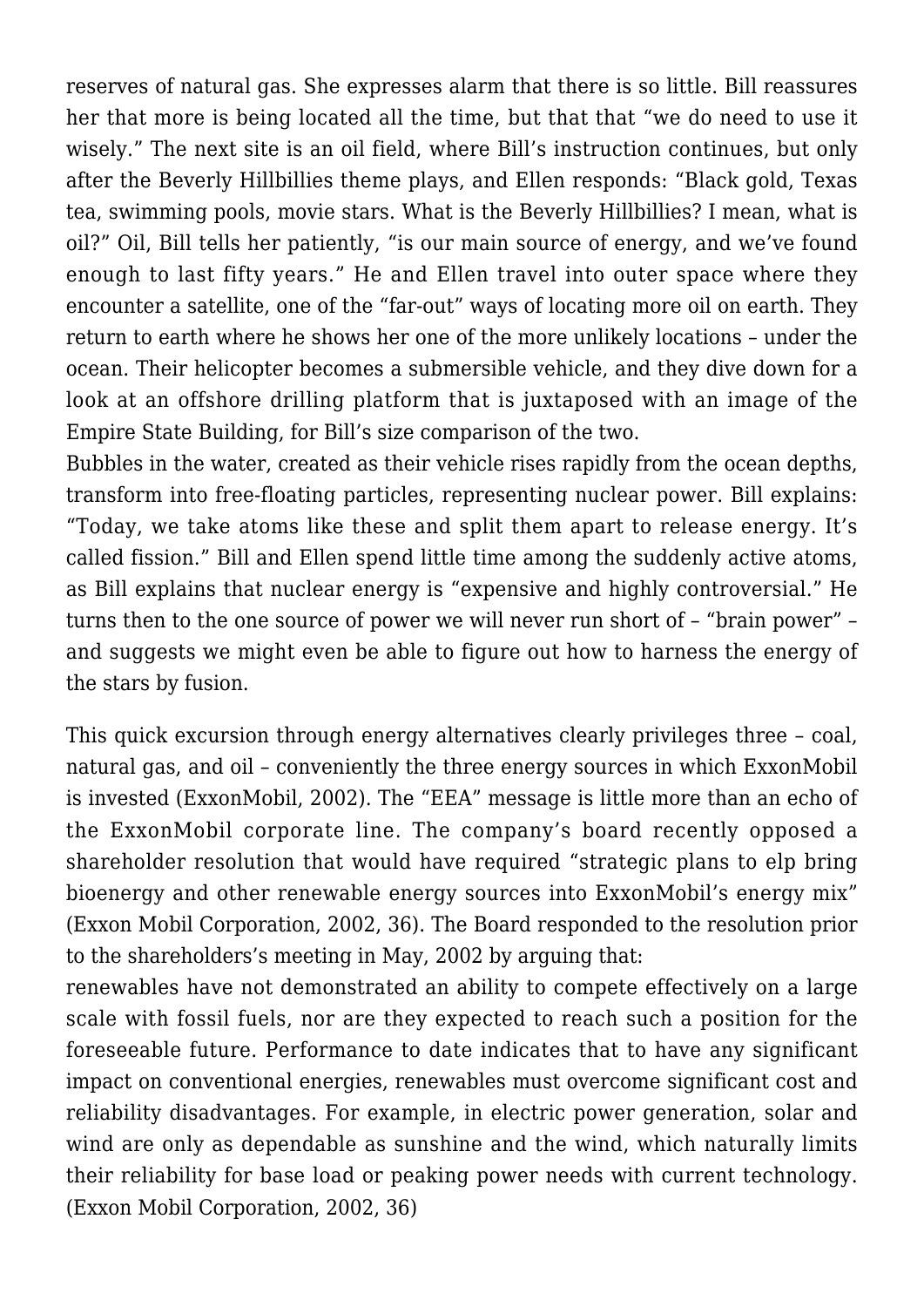reserves of natural gas. She expresses alarm that there is so little. Bill reassures her that more is being located all the time, but that that "we do need to use it wisely." The next site is an oil field, where Bill's instruction continues, but only after the Beverly Hillbillies theme plays, and Ellen responds: "Black gold, Texas tea, swimming pools, movie stars. What is the Beverly Hillbillies? I mean, what is oil?" Oil, Bill tells her patiently, "is our main source of energy, and we've found enough to last fifty years." He and Ellen travel into outer space where they encounter a satellite, one of the "far-out" ways of locating more oil on earth. They return to earth where he shows her one of the more unlikely locations – under the ocean. Their helicopter becomes a submersible vehicle, and they dive down for a look at an offshore drilling platform that is juxtaposed with an image of the Empire State Building, for Bill's size comparison of the two.

Bubbles in the water, created as their vehicle rises rapidly from the ocean depths, transform into free-floating particles, representing nuclear power. Bill explains: "Today, we take atoms like these and split them apart to release energy. It's called fission." Bill and Ellen spend little time among the suddenly active atoms, as Bill explains that nuclear energy is "expensive and highly controversial." He turns then to the one source of power we will never run short of – "brain power" – and suggests we might even be able to figure out how to harness the energy of the stars by fusion.

This quick excursion through energy alternatives clearly privileges three – coal, natural gas, and oil – conveniently the three energy sources in which ExxonMobil is invested (ExxonMobil, 2002). The "EEA" message is little more than an echo of the ExxonMobil corporate line. The company's board recently opposed a shareholder resolution that would have required "strategic plans to elp bring bioenergy and other renewable energy sources into ExxonMobil's energy mix" (Exxon Mobil Corporation, 2002, 36). The Board responded to the resolution prior to the shareholders's meeting in May, 2002 by arguing that:

renewables have not demonstrated an ability to compete effectively on a large scale with fossil fuels, nor are they expected to reach such a position for the foreseeable future. Performance to date indicates that to have any significant impact on conventional energies, renewables must overcome significant cost and reliability disadvantages. For example, in electric power generation, solar and wind are only as dependable as sunshine and the wind, which naturally limits their reliability for base load or peaking power needs with current technology. (Exxon Mobil Corporation, 2002, 36)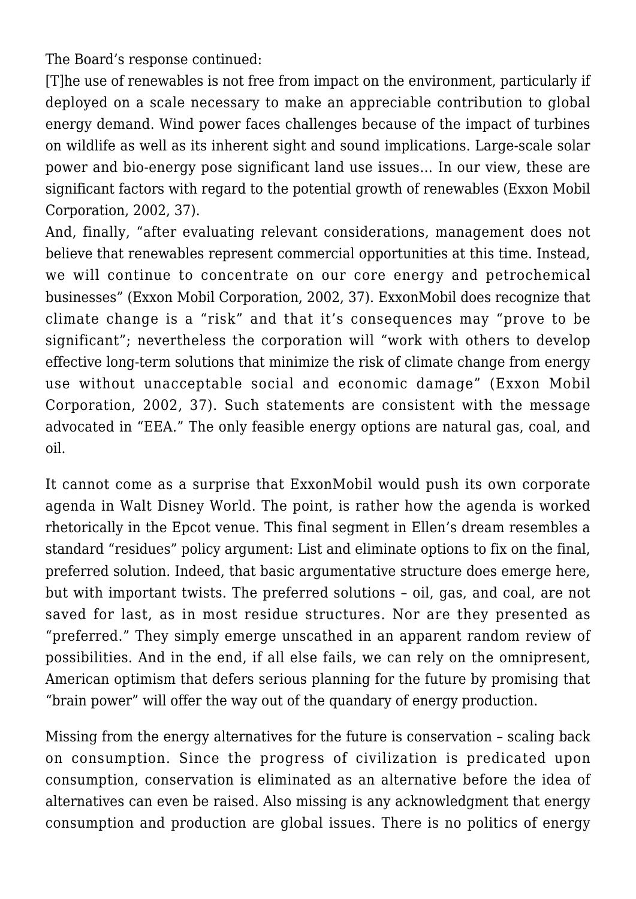The Board's response continued:

[T]he use of renewables is not free from impact on the environment, particularly if deployed on a scale necessary to make an appreciable contribution to global energy demand. Wind power faces challenges because of the impact of turbines on wildlife as well as its inherent sight and sound implications. Large-scale solar power and bio-energy pose significant land use issues… In our view, these are significant factors with regard to the potential growth of renewables (Exxon Mobil Corporation, 2002, 37).

And, finally, "after evaluating relevant considerations, management does not believe that renewables represent commercial opportunities at this time. Instead, we will continue to concentrate on our core energy and petrochemical businesses" (Exxon Mobil Corporation, 2002, 37). ExxonMobil does recognize that climate change is a "risk" and that it's consequences may "prove to be significant"; nevertheless the corporation will "work with others to develop effective long-term solutions that minimize the risk of climate change from energy use without unacceptable social and economic damage" (Exxon Mobil Corporation, 2002, 37). Such statements are consistent with the message advocated in "EEA." The only feasible energy options are natural gas, coal, and oil.

It cannot come as a surprise that ExxonMobil would push its own corporate agenda in Walt Disney World. The point, is rather how the agenda is worked rhetorically in the Epcot venue. This final segment in Ellen's dream resembles a standard "residues" policy argument: List and eliminate options to fix on the final, preferred solution. Indeed, that basic argumentative structure does emerge here, but with important twists. The preferred solutions – oil, gas, and coal, are not saved for last, as in most residue structures. Nor are they presented as "preferred." They simply emerge unscathed in an apparent random review of possibilities. And in the end, if all else fails, we can rely on the omnipresent, American optimism that defers serious planning for the future by promising that "brain power" will offer the way out of the quandary of energy production.

Missing from the energy alternatives for the future is conservation – scaling back on consumption. Since the progress of civilization is predicated upon consumption, conservation is eliminated as an alternative before the idea of alternatives can even be raised. Also missing is any acknowledgment that energy consumption and production are global issues. There is no politics of energy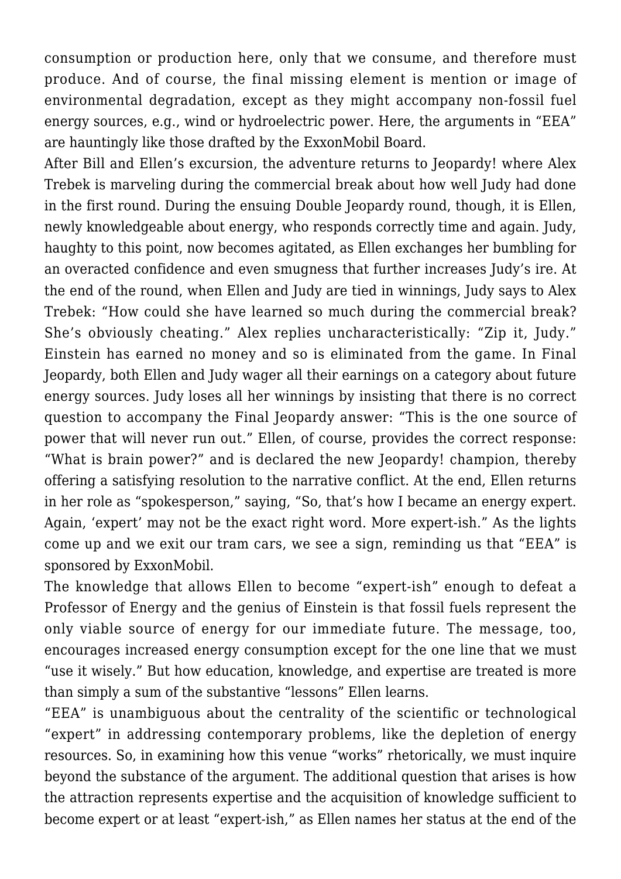consumption or production here, only that we consume, and therefore must produce. And of course, the final missing element is mention or image of environmental degradation, except as they might accompany non-fossil fuel energy sources, e.g., wind or hydroelectric power. Here, the arguments in "EEA" are hauntingly like those drafted by the ExxonMobil Board.

After Bill and Ellen's excursion, the adventure returns to Jeopardy! where Alex Trebek is marveling during the commercial break about how well Judy had done in the first round. During the ensuing Double Jeopardy round, though, it is Ellen, newly knowledgeable about energy, who responds correctly time and again. Judy, haughty to this point, now becomes agitated, as Ellen exchanges her bumbling for an overacted confidence and even smugness that further increases Judy's ire. At the end of the round, when Ellen and Judy are tied in winnings, Judy says to Alex Trebek: "How could she have learned so much during the commercial break? She's obviously cheating." Alex replies uncharacteristically: "Zip it, Judy." Einstein has earned no money and so is eliminated from the game. In Final Jeopardy, both Ellen and Judy wager all their earnings on a category about future energy sources. Judy loses all her winnings by insisting that there is no correct question to accompany the Final Jeopardy answer: "This is the one source of power that will never run out." Ellen, of course, provides the correct response: "What is brain power?" and is declared the new Jeopardy! champion, thereby offering a satisfying resolution to the narrative conflict. At the end, Ellen returns in her role as "spokesperson," saying, "So, that's how I became an energy expert. Again, 'expert' may not be the exact right word. More expert-ish." As the lights come up and we exit our tram cars, we see a sign, reminding us that "EEA" is sponsored by ExxonMobil.

The knowledge that allows Ellen to become "expert-ish" enough to defeat a Professor of Energy and the genius of Einstein is that fossil fuels represent the only viable source of energy for our immediate future. The message, too, encourages increased energy consumption except for the one line that we must "use it wisely." But how education, knowledge, and expertise are treated is more than simply a sum of the substantive "lessons" Ellen learns.

"EEA" is unambiguous about the centrality of the scientific or technological "expert" in addressing contemporary problems, like the depletion of energy resources. So, in examining how this venue "works" rhetorically, we must inquire beyond the substance of the argument. The additional question that arises is how the attraction represents expertise and the acquisition of knowledge sufficient to become expert or at least "expert-ish," as Ellen names her status at the end of the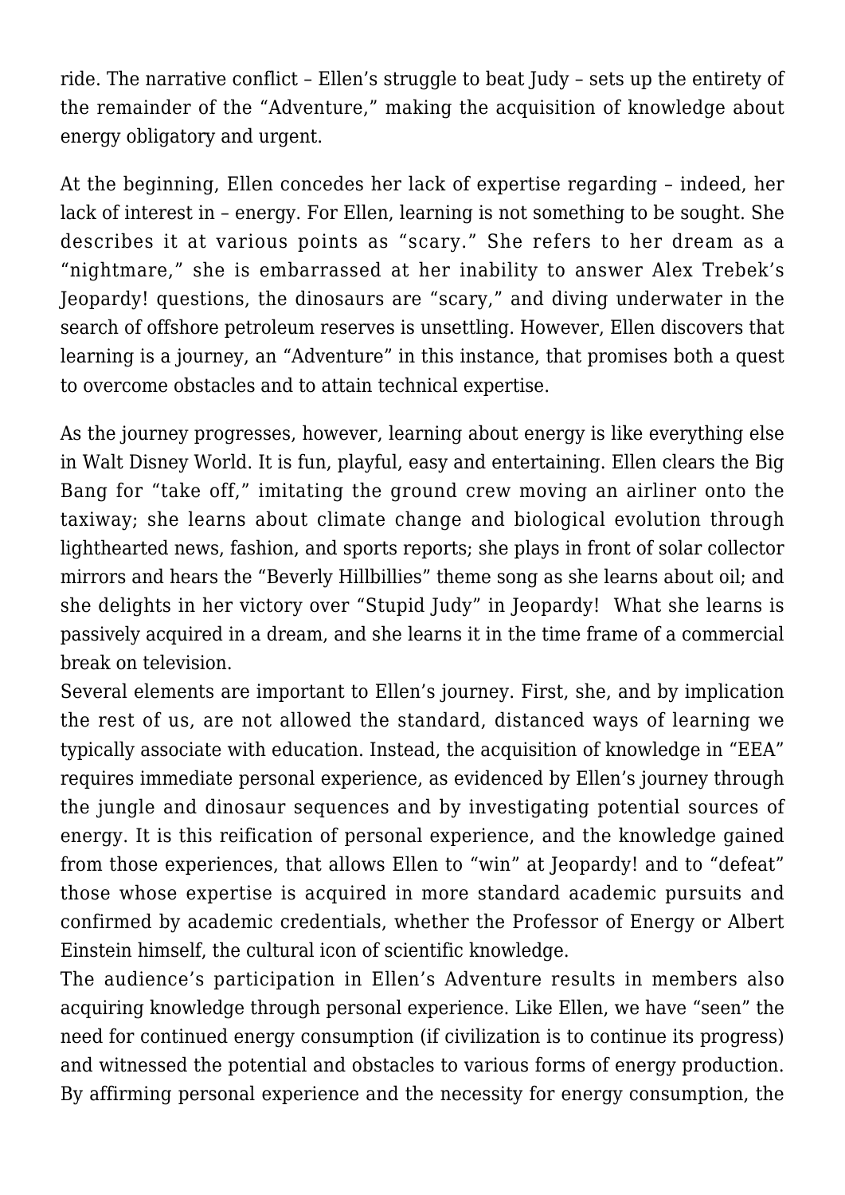ride. The narrative conflict – Ellen's struggle to beat Judy – sets up the entirety of the remainder of the "Adventure," making the acquisition of knowledge about energy obligatory and urgent.

At the beginning, Ellen concedes her lack of expertise regarding – indeed, her lack of interest in – energy. For Ellen, learning is not something to be sought. She describes it at various points as "scary." She refers to her dream as a "nightmare," she is embarrassed at her inability to answer Alex Trebek's Jeopardy! questions, the dinosaurs are "scary," and diving underwater in the search of offshore petroleum reserves is unsettling. However, Ellen discovers that learning is a journey, an "Adventure" in this instance, that promises both a quest to overcome obstacles and to attain technical expertise.

As the journey progresses, however, learning about energy is like everything else in Walt Disney World. It is fun, playful, easy and entertaining. Ellen clears the Big Bang for "take off," imitating the ground crew moving an airliner onto the taxiway; she learns about climate change and biological evolution through lighthearted news, fashion, and sports reports; she plays in front of solar collector mirrors and hears the "Beverly Hillbillies" theme song as she learns about oil; and she delights in her victory over "Stupid Judy" in Jeopardy! What she learns is passively acquired in a dream, and she learns it in the time frame of a commercial break on television.

Several elements are important to Ellen's journey. First, she, and by implication the rest of us, are not allowed the standard, distanced ways of learning we typically associate with education. Instead, the acquisition of knowledge in "EEA" requires immediate personal experience, as evidenced by Ellen's journey through the jungle and dinosaur sequences and by investigating potential sources of energy. It is this reification of personal experience, and the knowledge gained from those experiences, that allows Ellen to "win" at Jeopardy! and to "defeat" those whose expertise is acquired in more standard academic pursuits and confirmed by academic credentials, whether the Professor of Energy or Albert Einstein himself, the cultural icon of scientific knowledge.

The audience's participation in Ellen's Adventure results in members also acquiring knowledge through personal experience. Like Ellen, we have "seen" the need for continued energy consumption (if civilization is to continue its progress) and witnessed the potential and obstacles to various forms of energy production. By affirming personal experience and the necessity for energy consumption, the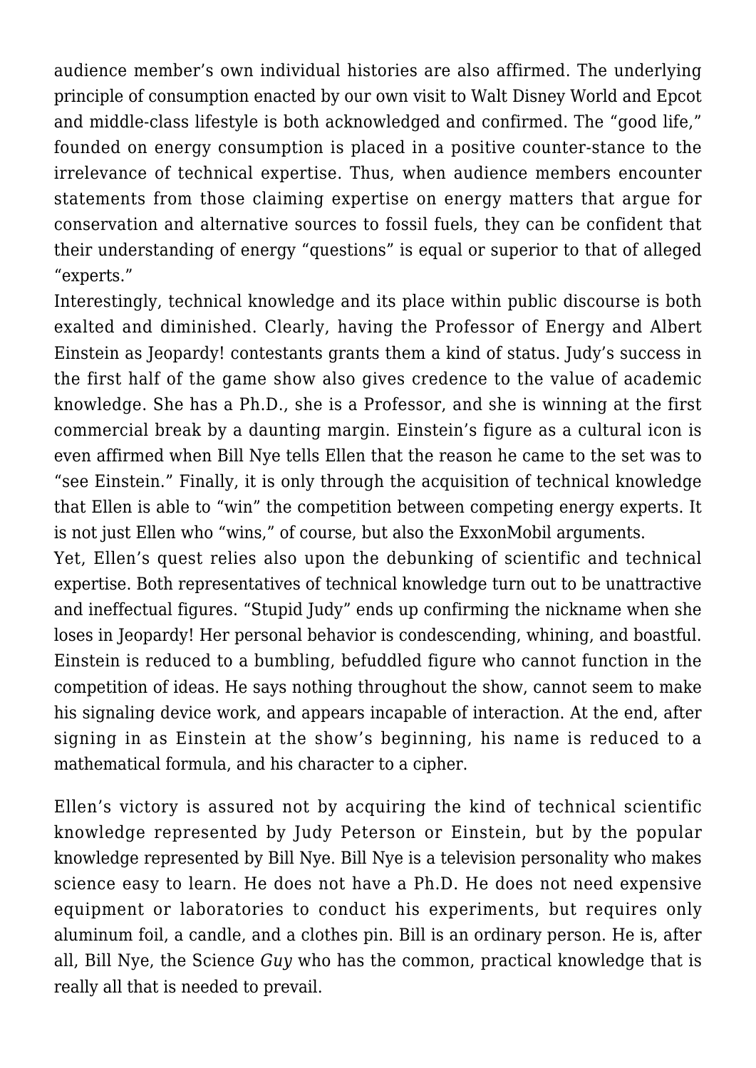audience member's own individual histories are also affirmed. The underlying principle of consumption enacted by our own visit to Walt Disney World and Epcot and middle-class lifestyle is both acknowledged and confirmed. The "good life," founded on energy consumption is placed in a positive counter-stance to the irrelevance of technical expertise. Thus, when audience members encounter statements from those claiming expertise on energy matters that argue for conservation and alternative sources to fossil fuels, they can be confident that their understanding of energy "questions" is equal or superior to that of alleged "experts."

Interestingly, technical knowledge and its place within public discourse is both exalted and diminished. Clearly, having the Professor of Energy and Albert Einstein as Jeopardy! contestants grants them a kind of status. Judy's success in the first half of the game show also gives credence to the value of academic knowledge. She has a Ph.D., she is a Professor, and she is winning at the first commercial break by a daunting margin. Einstein's figure as a cultural icon is even affirmed when Bill Nye tells Ellen that the reason he came to the set was to "see Einstein." Finally, it is only through the acquisition of technical knowledge that Ellen is able to "win" the competition between competing energy experts. It is not just Ellen who "wins," of course, but also the ExxonMobil arguments.

Yet, Ellen's quest relies also upon the debunking of scientific and technical expertise. Both representatives of technical knowledge turn out to be unattractive and ineffectual figures. "Stupid Judy" ends up confirming the nickname when she loses in Jeopardy! Her personal behavior is condescending, whining, and boastful. Einstein is reduced to a bumbling, befuddled figure who cannot function in the competition of ideas. He says nothing throughout the show, cannot seem to make his signaling device work, and appears incapable of interaction. At the end, after signing in as Einstein at the show's beginning, his name is reduced to a mathematical formula, and his character to a cipher.

Ellen's victory is assured not by acquiring the kind of technical scientific knowledge represented by Judy Peterson or Einstein, but by the popular knowledge represented by Bill Nye. Bill Nye is a television personality who makes science easy to learn. He does not have a Ph.D. He does not need expensive equipment or laboratories to conduct his experiments, but requires only aluminum foil, a candle, and a clothes pin. Bill is an ordinary person. He is, after all, Bill Nye, the Science *Guy* who has the common, practical knowledge that is really all that is needed to prevail.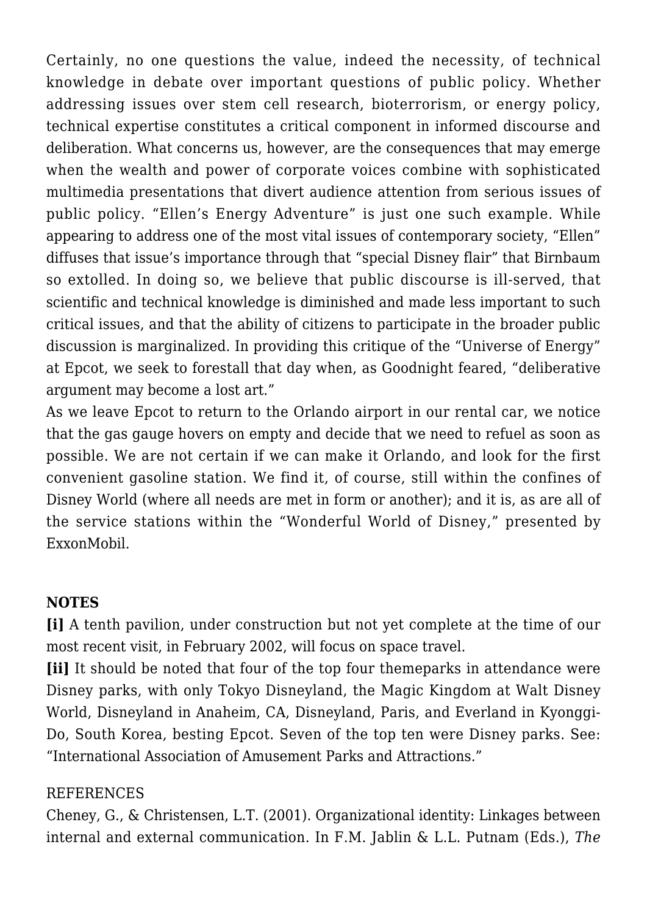Certainly, no one questions the value, indeed the necessity, of technical knowledge in debate over important questions of public policy. Whether addressing issues over stem cell research, bioterrorism, or energy policy, technical expertise constitutes a critical component in informed discourse and deliberation. What concerns us, however, are the consequences that may emerge when the wealth and power of corporate voices combine with sophisticated multimedia presentations that divert audience attention from serious issues of public policy. "Ellen's Energy Adventure" is just one such example. While appearing to address one of the most vital issues of contemporary society, "Ellen" diffuses that issue's importance through that "special Disney flair" that Birnbaum so extolled. In doing so, we believe that public discourse is ill-served, that scientific and technical knowledge is diminished and made less important to such critical issues, and that the ability of citizens to participate in the broader public discussion is marginalized. In providing this critique of the "Universe of Energy" at Epcot, we seek to forestall that day when, as Goodnight feared, "deliberative argument may become a lost art."

As we leave Epcot to return to the Orlando airport in our rental car, we notice that the gas gauge hovers on empty and decide that we need to refuel as soon as possible. We are not certain if we can make it Orlando, and look for the first convenient gasoline station. We find it, of course, still within the confines of Disney World (where all needs are met in form or another); and it is, as are all of the service stations within the "Wonderful World of Disney," presented by ExxonMobil.

**NOTES**

**[i]** A tenth pavilion, under construction but not yet complete at the time of our most recent visit, in February 2002, will focus on space travel.

**[ii]** It should be noted that four of the top four themeparks in attendance were Disney parks, with only Tokyo Disneyland, the Magic Kingdom at Walt Disney World, Disneyland in Anaheim, CA, Disneyland, Paris, and Everland in Kyonggi-Do, South Korea, besting Epcot. Seven of the top ten were Disney parks. See: "International Association of Amusement Parks and Attractions."

REFERENCES

Cheney, G., & Christensen, L.T. (2001). Organizational identity: Linkages between internal and external communication. In F.M. Jablin & L.L. Putnam (Eds.), *The*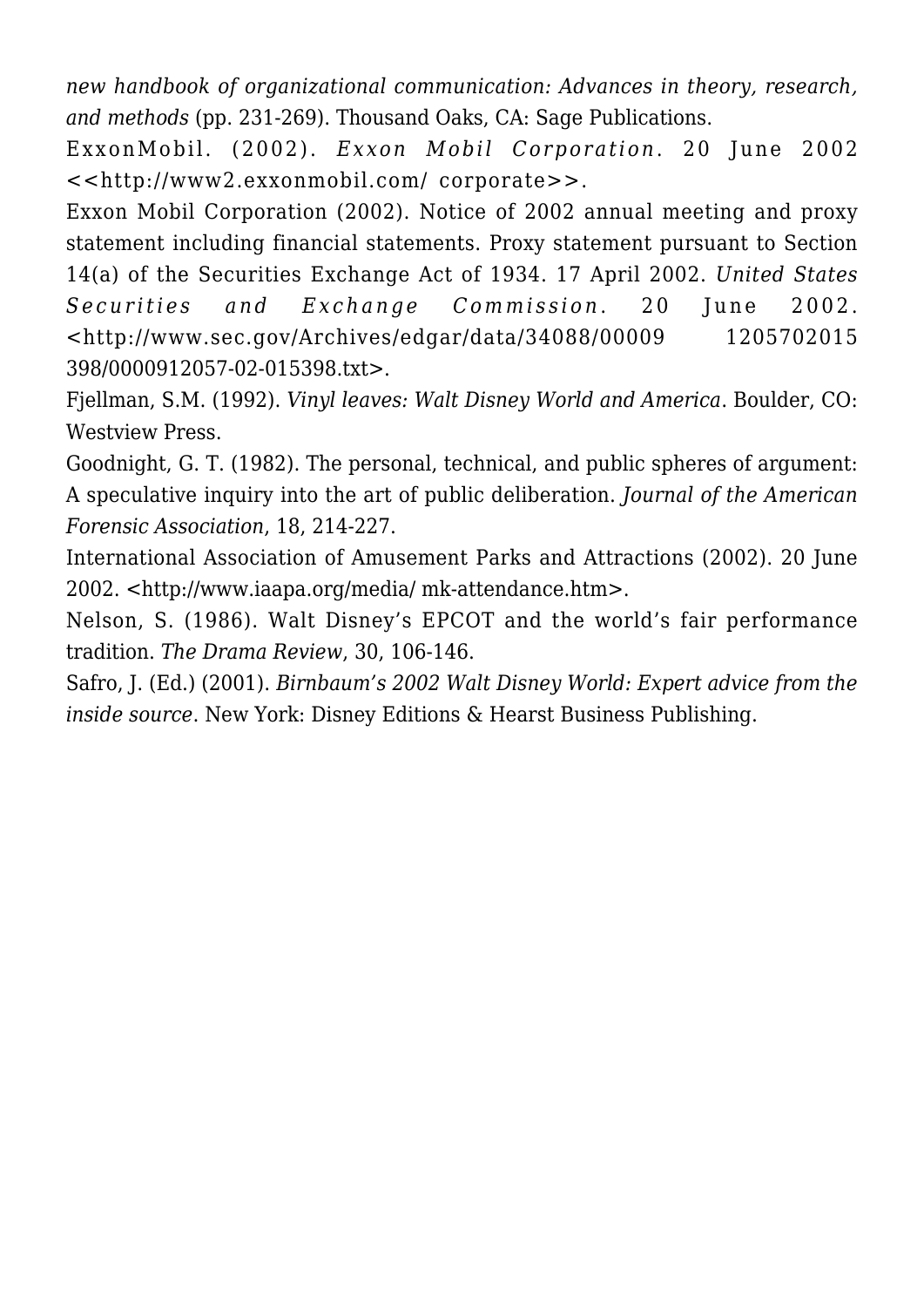*new handbook of organizational communication: Advances in theory, research, and methods* (pp. 231-269). Thousand Oaks, CA: Sage Publications.

ExxonMobil. (2002). *Exxon Mobil Corporation*. 20 June 2002 <<http://www2.exxonmobil.com/ corporate>>.

Exxon Mobil Corporation (2002). Notice of 2002 annual meeting and proxy statement including financial statements. Proxy statement pursuant to Section 14(a) of the Securities Exchange Act of 1934. 17 April 2002. *United States Securities and Exchange Commission*. 20 June 2002. <http://www.sec.gov/Archives/edgar/data/34088/00009 1205702015 398/0000912057-02-015398.txt>.

Fjellman, S.M. (1992). *Vinyl leaves: Walt Disney World and America*. Boulder, CO: Westview Press.

Goodnight, G. T. (1982). The personal, technical, and public spheres of argument: A speculative inquiry into the art of public deliberation. *Journal of the American Forensic Association*, 18, 214-227.

International Association of Amusement Parks and Attractions (2002). 20 June 2002. <http://www.iaapa.org/media/ mk-attendance.htm>.

Nelson, S. (1986). Walt Disney's EPCOT and the world's fair performance tradition. *The Drama Review*, 30, 106-146.

Safro, J. (Ed.) (2001). *Birnbaum's 2002 Walt Disney World: Expert advice from the inside source*. New York: Disney Editions & Hearst Business Publishing.